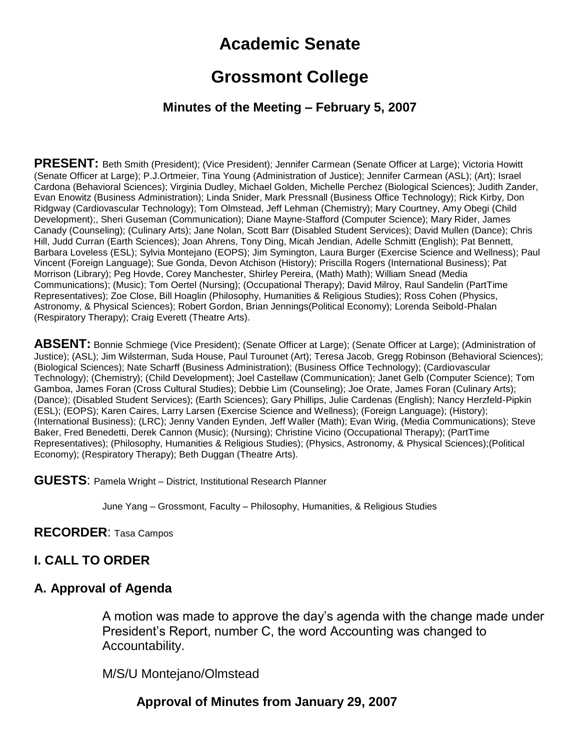# Academic Senate

# Grossmont College

### Minutes of the Meeting – February 5, 2007

**PRESENT:** Beth Smith (President); (Vice President); Jennifer Carmean (Senate Officer at Large); Victoria Howitt (Senate Officer at Large); P.J.Ortmeier, Tina Young (Administration of Justice); Jennifer Carmean (ASL); (Art); Israel Cardona (Behavioral Sciences); Virginia Dudley, Michael Golden, Michelle Perchez (Biological Sciences); Judith Zander, Evan Enowitz (Business Administration); Linda Snider, Mark Pressnall (Business Office Technology); Rick Kirby, Don Ridgway (Cardiovascular Technology); Tom Olmstead, Jeff Lehman (Chemistry); Mary Courtney, Amy Obegi (Child Development);, Sheri Guseman (Communication); Diane Mayne-Stafford (Computer Science); Mary Rider, James Canady (Counseling); (Culinary Arts); Jane Nolan, Scott Barr (Disabled Student Services); David Mullen (Dance); Chris Hill, Judd Curran (Earth Sciences); Joan Ahrens, Tony Ding, Micah Jendian, Adelle Schmitt (English); Pat Bennett, Barbara Loveless (ESL); Sylvia Montejano (EOPS); Jim Symington, Laura Burger (Exercise Science and Wellness); Paul Vincent (Foreign Language); Sue Gonda, Devon Atchison (History); Priscilla Rogers (International Business); Pat Morrison (Library); Peg Hovde, Corey Manchester, Shirley Pereira, (Math) Math); William Snead (Media Communications); (Music); Tom Oertel (Nursing); (Occupational Therapy); David Milroy, Raul Sandelin (PartTime Representatives); Zoe Close, Bill Hoaglin (Philosophy, Humanities & Religious Studies); Ross Cohen (Physics, Astronomy, & Physical Sciences); Robert Gordon, Brian Jennings(Political Economy); Lorenda Seibold-Phalan (Respiratory Therapy); Craig Everett (Theatre Arts).

**ABSENT:** Bonnie Schmiege (Vice President); (Senate Officer at Large); (Senate Officer at Large); (Administration of Justice); (ASL); Jim Wilsterman, Suda House, Paul Turounet (Art); Teresa Jacob, Gregg Robinson (Behavioral Sciences); (Biological Sciences); Nate Scharff (Business Administration); (Business Office Technology); (Cardiovascular Technology); (Chemistry); (Child Development); Joel Castellaw (Communication); Janet Gelb (Computer Science); Tom Gamboa, James Foran (Cross Cultural Studies); Debbie Lim (Counseling); Joe Orate, James Foran (Culinary Arts); (Dance); (Disabled Student Services); (Earth Sciences); Gary Phillips, Julie Cardenas (English); Nancy Herzfeld-Pipkin (ESL); (EOPS); Karen Caires, Larry Larsen (Exercise Science and Wellness); (Foreign Language); (History); (International Business); (LRC); Jenny Vanden Eynden, Jeff Waller (Math); Evan Wirig, (Media Communications); Steve Baker, Fred Benedetti, Derek Cannon (Music); (Nursing); Christine Vicino (Occupational Therapy); (PartTime Representatives); (Philosophy, Humanities & Religious Studies); (Physics, Astronomy, & Physical Sciences);(Political Economy); (Respiratory Therapy); Beth Duggan (Theatre Arts).

**GUESTS**: Pamela Wright – District, Institutional Research Planner

June Yang – Grossmont, Faculty – Philosophy, Humanities, & Religious Studies

**RECORDER**: Tasa Campos

## I. CALL TO ORDER

### A. Approval of Agenda

A motion was made to approve the day's agenda with the change made under President's Report, number C, the word Accounting was changed to Accountability.

M/S/U Montejano/Olmstead

**Approval of Minutes from January 29, 2007**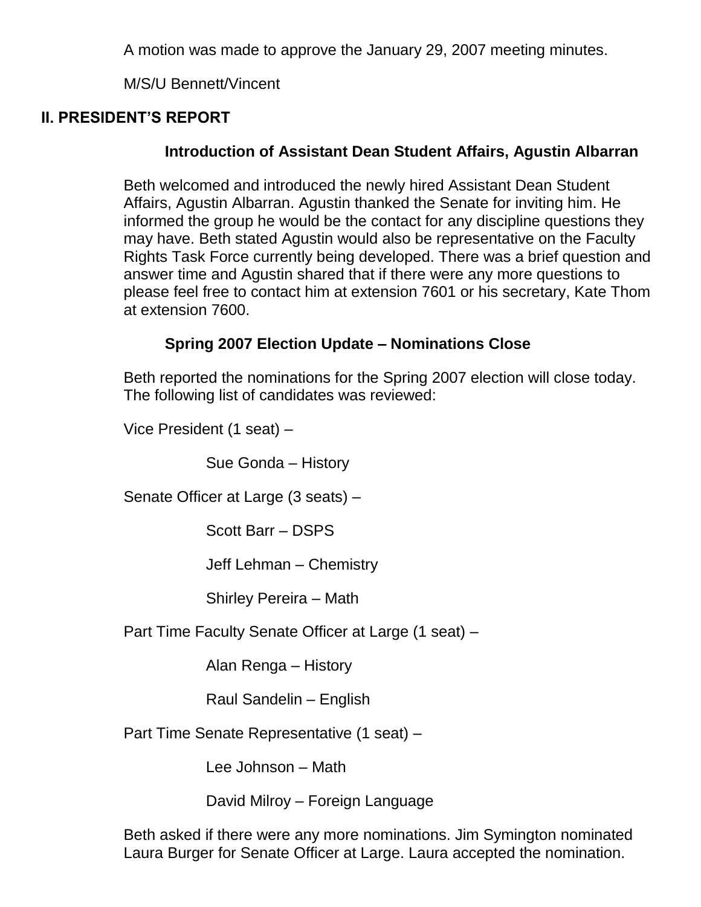A motion was made to approve the January 29, 2007 meeting minutes.

M/S/U Bennett/Vincent

## II. PRESIDENT'S REPORT

### Introduction of Assistant Dean Student Affairs, Agustin Albarran

Beth welcomed and introduced the newly hired Assistant Dean Student Affairs, Agustin Albarran. Agustin thanked the Senate for inviting him. He informed the group he would be the contact for any discipline questions they may have. Beth stated Agustin would also be representative on the Faculty Rights Task Force currently being developed. There was a brief question and answer time and Agustin shared that if there were any more questions to please feel free to contact him at extension 7601 or his secretary, Kate Thom at extension 7600.

### Spring 2007 Election Update – Nominations Close

Beth reported the nominations for the Spring 2007 election will close today. The following list of candidates was reviewed:

Vice President (1 seat) –

- Sue Gonda – History

Senate Officer at Large (3 seats) –

- Scott Barr – DSPS
- Jeff Lehman – Chemistry
- Shirley Pereira – Math

Part Time Faculty Senate Officer at Large (1 seat) –

- Alan Renga – History
- Raul Sandelin – English

Part Time Senate Representative (1 seat) –

- Lee Johnson – Math
- David Milroy – Foreign Language

Beth asked if there were any more nominations. Jim Symington nominated Laura Burger for Senate Officer at Large. Laura accepted the nomination.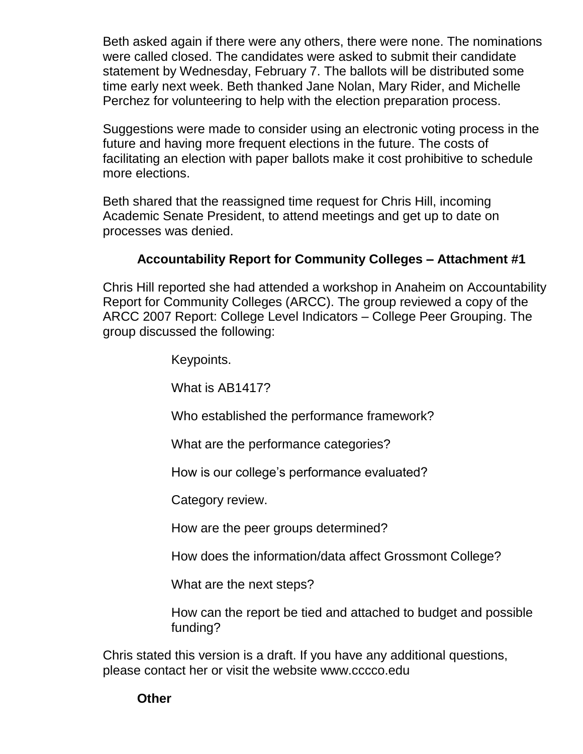Beth asked again if there were any others, there were none. The nominations were called closed. The candidates were asked to submit their candidate statement by Wednesday, February 7. The ballots will be distributed some time early next week. Beth thanked Jane Nolan, Mary Rider, and Michelle Perchez for volunteering to help with the election preparation process.

Suggestions were made to consider using an electronic voting process in the future and having more frequent elections in the future. The costs of facilitating an election with paper ballots make it cost prohibitive to schedule more elections.

Beth shared that the reassigned time request for Chris Hill, incoming Academic Senate President, to attend meetings and get up to date on processes was denied.

**Accountability Report for Community Colleges – Attachment #1**

Chris Hill reported she had attended a workshop in Anaheim on Accountability Report for Community Colleges (ARCC). The group reviewed a copy of the ARCC 2007 Report: College Level Indicators – College Peer Grouping. The group discussed the following:

- Keypoints.
- What is AB1417?
- Who established the performance framework?
- What are the performance categories?
- How is our college's performance evaluated?
- Category review.
- How are the peer groups determined?
- How does the information/data affect Grossmont College?
- What are the next steps?
- How can the report be tied and attached to budget and possible funding?

Chris stated this version is a draft. If you have any additional questions, please contact her or visit the website www.cccco.edu

**Other**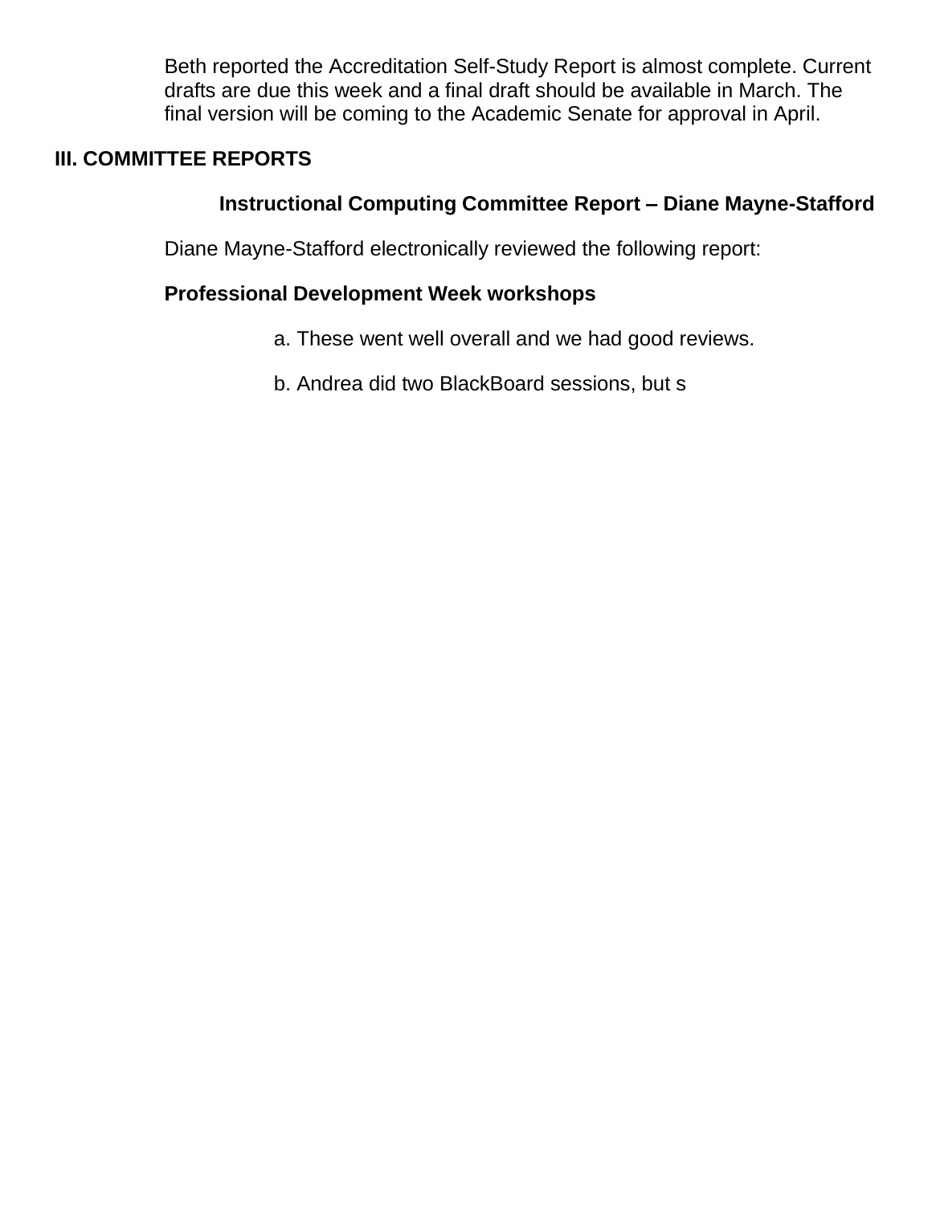Beth reported the Accreditation Self-Study Report is almost complete. Current drafts are due this week and a final draft should be available in March. The final version will be coming to the Academic Senate for approval in April.

## III. COMMITTEE REPORTS

### Instructional Computing Committee Report – Diane Mayne-Stafford

Diane Mayne-Stafford electronically reviewed the following report:

**Professional Development Week workshops**

a. These went well overall and we had good reviews.

b. Andrea did two BlackBoard sessions, but s